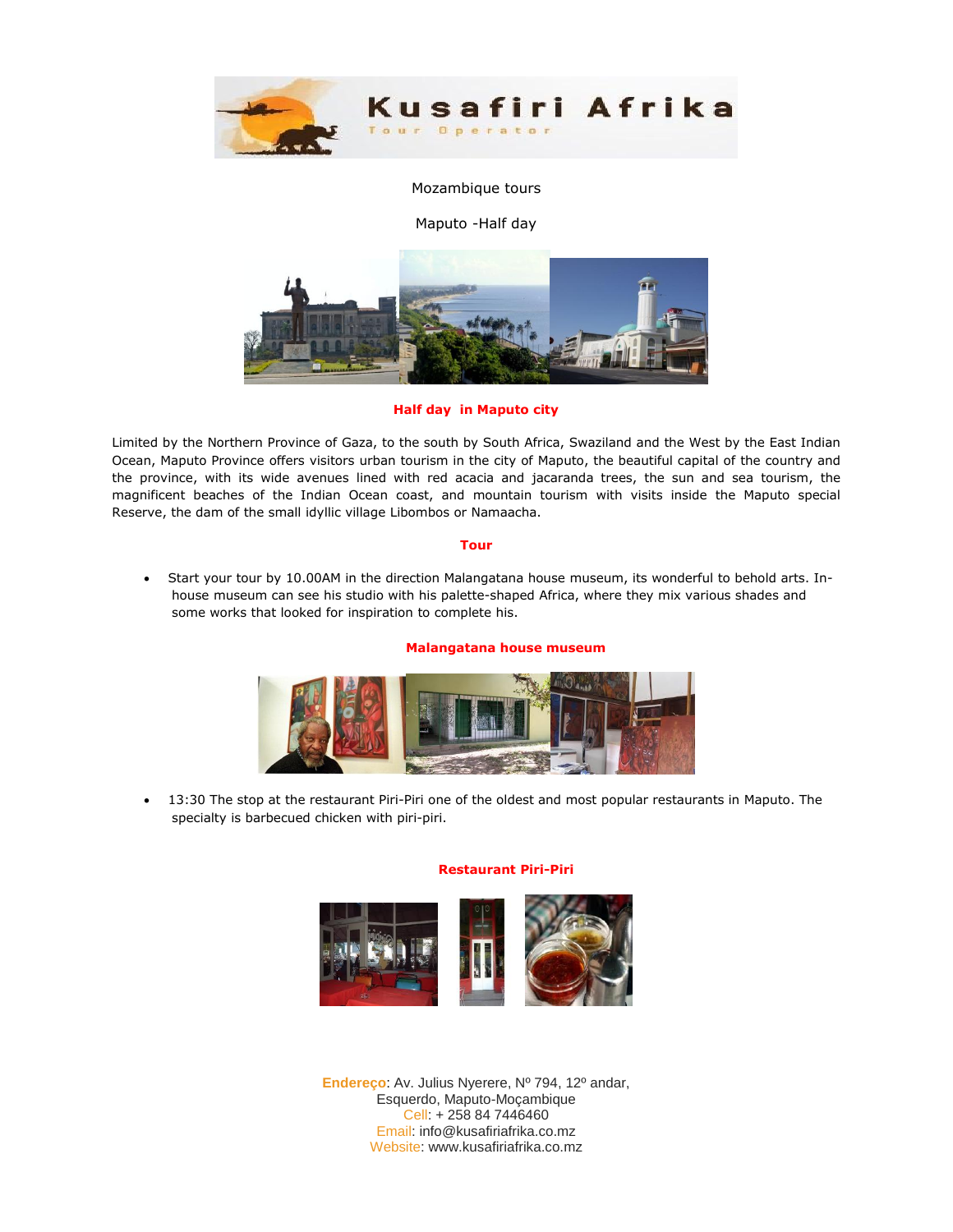# Kusafiri Afrika

Tour Operator

Mozambique tours

Maputo -Half day

## Half day in Maputo city

Limited by the Northern Province of Gaza, to the south by South Africa, Swaziland and the West by the East Indian Ocean, Maputo Province offers visitors urban tourism in the city of Maputo, the beautiful capital of the country and the province, with its wide avenues lined with red acacia and jacaranda trees, the sun and sea tourism, the magnificent beaches of the Indian Ocean coast, and mountain tourism with visits inside the Maputo special Reserve, the dam of the small idyllic village Libombos or Namaacha.

### Tour

- Start your tour by 10.00AM in the direction Malangatana house museum, its wonderful to behold arts. In-house museum can see his studio with his palette-shaped Africa, where they mix various shades and some works that looked for inspiration to complete his.

**Malangatana house museum**

- 13:30 The stop at the restaurant Piri-Piri one of the oldest and most popular restaurants in Maputo. The specialty is barbecued chicken with piri-piri.

**Restaurant Piri-Piri**

Endereço: Av. Julius Nyerere, Nº 794, 12º andar, Esquerdo, Maputo-Moçambique
Cell: + 258 84 7446460
Email: info@kusafiriafrika.co.mz
Website: www.kusafiriafrika.co.mz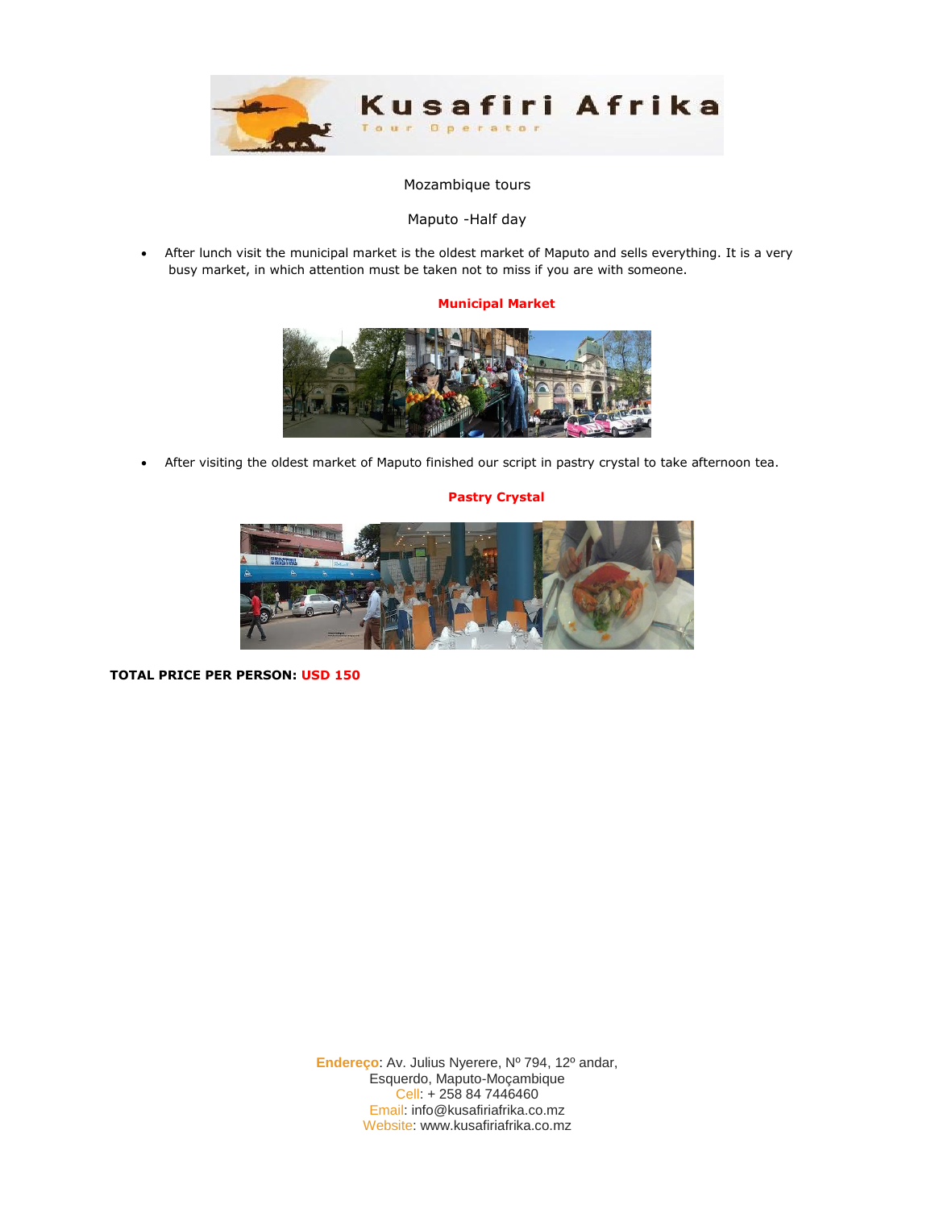Mozambique tours

Maputo -Half day

- After lunch visit the municipal market is the oldest market of Maputo and sells everything. It is a very busy market, in which attention must be taken not to miss if you are with someone.

**Municipal Market**

- After visiting the oldest market of Maputo finished our script in pastry crystal to take afternoon tea.

**Pastry Crystal**

**TOTAL PRICE PER PERSON: USD 150**

Endereço: Av. Julius Nyerere, Nº 794, 12º andar, Esquerdo, Maputo-Moçambique
Cell: + 258 84 7446460
Email: info@kusafiriafrika.co.mz
Website: www.kusafiriafrika.co.mz